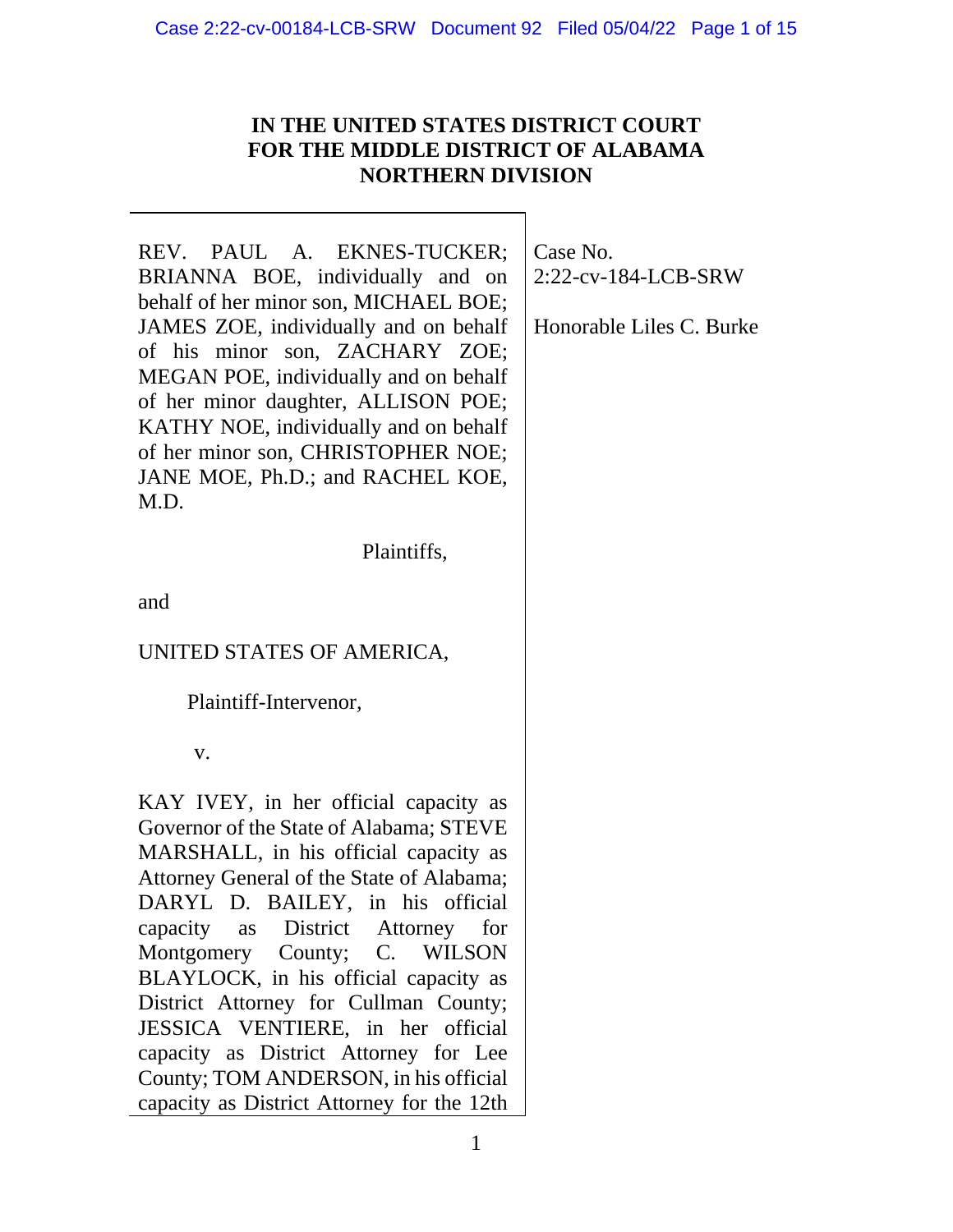# IN THE UNITED STATES DISTRICT COURT FOR THE MIDDLE DISTRICT OF ALABAMA NORTHERN DIVISION

REV. PAUL A. EKNES-TUCKER; BRIANNA BOE, individually and on behalf of her minor son, MICHAEL BOE; JAMES ZOE, individually and on behalf of his minor son, ZACHARY ZOE; MEGAN POE, individually and on behalf of her minor daughter, ALLISON POE; KATHY NOE, individually and on behalf of her minor son, CHRISTOPHER NOE; JANE MOE, Ph.D.; and RACHEL KOE, M.D.

Plaintiffs,

and

UNITED STATES OF AMERICA,

Plaintiff-Intervenor,

v.

KAY IVEY, in her official capacity as Governor of the State of Alabama; STEVE MARSHALL, in his official capacity as Attorney General of the State of Alabama; DARYL D. BAILEY, in his official capacity as District Attorney for Montgomery County; C. WILSON BLAYLOCK, in his official capacity as District Attorney for Cullman County; JESSICA VENTIERE, in her official capacity as District Attorney for Lee County; TOM ANDERSON, in his official capacity as District Attorney for the 12th

Case No. 2:22-cv-184-LCB-SRW

Honorable Liles C. Burke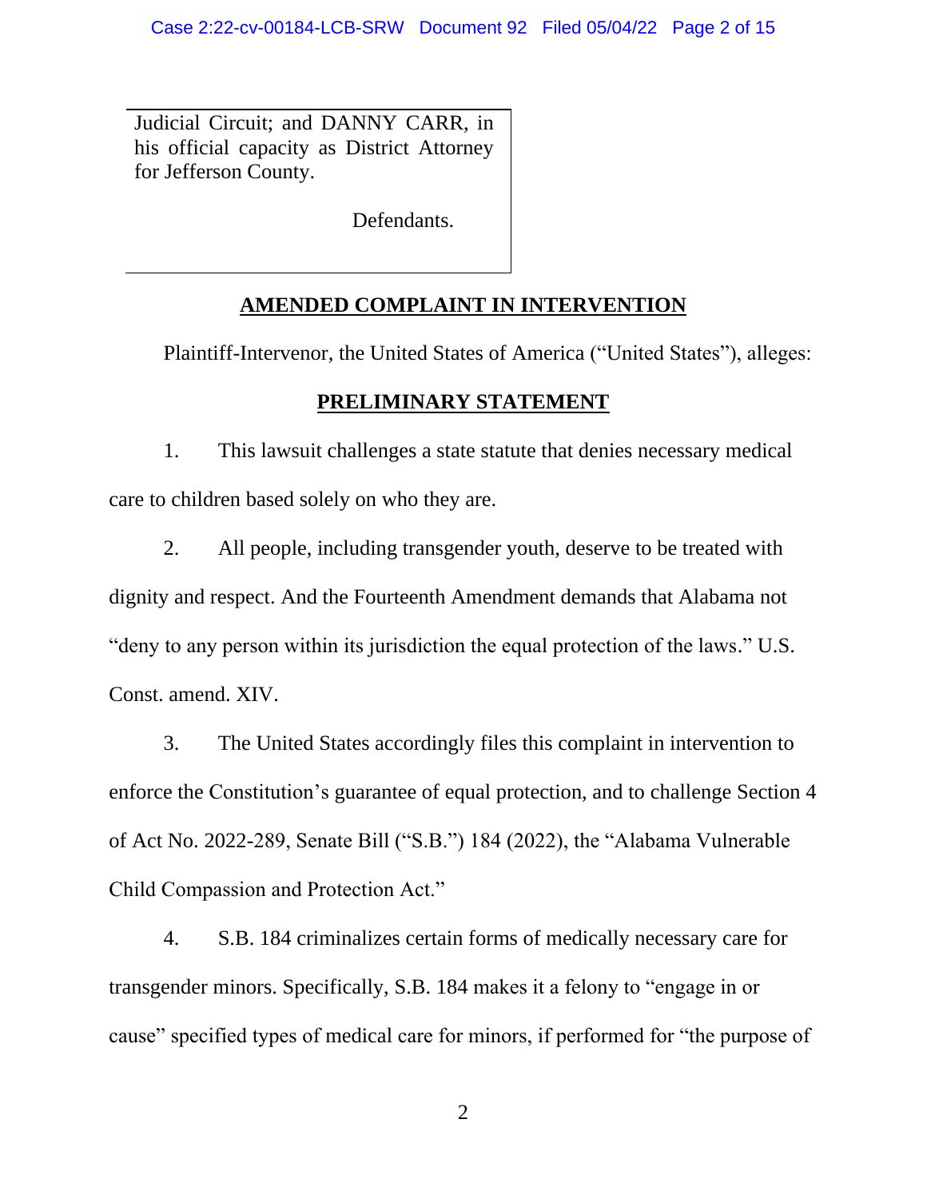Judicial Circuit; and DANNY CARR, in his official capacity as District Attorney for Jefferson County.

Defendants.

## AMENDED COMPLAINT IN INTERVENTION

Plaintiff-Intervenor, the United States of America ("United States"), alleges:

## PRELIMINARY STATEMENT

1. This lawsuit challenges a state statute that denies necessary medical care to children based solely on who they are.

2. All people, including transgender youth, deserve to be treated with dignity and respect. And the Fourteenth Amendment demands that Alabama not "deny to any person within its jurisdiction the equal protection of the laws." U.S. Const. amend. XIV.

3. The United States accordingly files this complaint in intervention to enforce the Constitution's guarantee of equal protection, and to challenge Section 4 of Act No. 2022-289, Senate Bill ("S.B.") 184 (2022), the "Alabama Vulnerable Child Compassion and Protection Act."

4. S.B. 184 criminalizes certain forms of medically necessary care for transgender minors. Specifically, S.B. 184 makes it a felony to "engage in or cause" specified types of medical care for minors, if performed for "the purpose of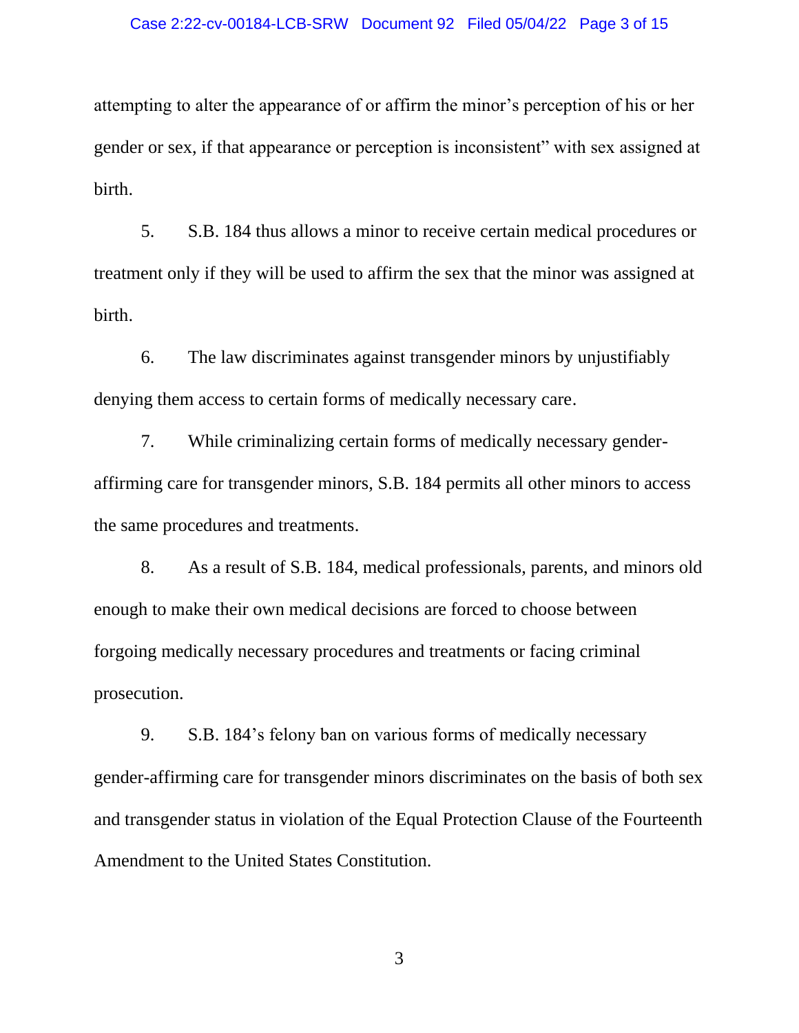attempting to alter the appearance of or affirm the minor's perception of his or her gender or sex, if that appearance or perception is inconsistent" with sex assigned at birth.

5. S.B. 184 thus allows a minor to receive certain medical procedures or treatment only if they will be used to affirm the sex that the minor was assigned at birth.

6. The law discriminates against transgender minors by unjustifiably denying them access to certain forms of medically necessary care.

7. While criminalizing certain forms of medically necessary gender-affirming care for transgender minors, S.B. 184 permits all other minors to access the same procedures and treatments.

8. As a result of S.B. 184, medical professionals, parents, and minors old enough to make their own medical decisions are forced to choose between forgoing medically necessary procedures and treatments or facing criminal prosecution.

9. S.B. 184's felony ban on various forms of medically necessary gender-affirming care for transgender minors discriminates on the basis of both sex and transgender status in violation of the Equal Protection Clause of the Fourteenth Amendment to the United States Constitution.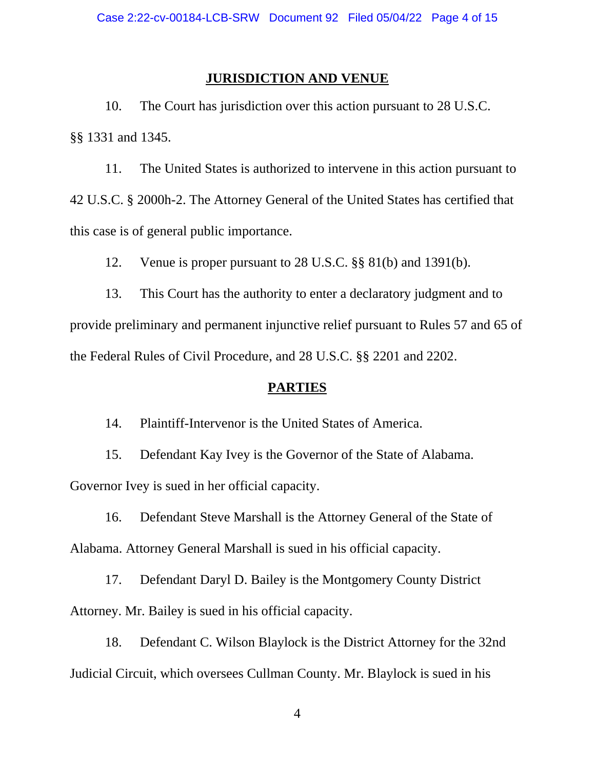## JURISDICTION AND VENUE

10. The Court has jurisdiction over this action pursuant to 28 U.S.C. §§ 1331 and 1345.

11. The United States is authorized to intervene in this action pursuant to 42 U.S.C. § 2000h-2. The Attorney General of the United States has certified that this case is of general public importance.

12. Venue is proper pursuant to 28 U.S.C. §§ 81(b) and 1391(b).

13. This Court has the authority to enter a declaratory judgment and to provide preliminary and permanent injunctive relief pursuant to Rules 57 and 65 of the Federal Rules of Civil Procedure, and 28 U.S.C. §§ 2201 and 2202.

## PARTIES

14. Plaintiff-Intervenor is the United States of America.

15. Defendant Kay Ivey is the Governor of the State of Alabama. Governor Ivey is sued in her official capacity.

16. Defendant Steve Marshall is the Attorney General of the State of Alabama. Attorney General Marshall is sued in his official capacity.

17. Defendant Daryl D. Bailey is the Montgomery County District Attorney. Mr. Bailey is sued in his official capacity.

18. Defendant C. Wilson Blaylock is the District Attorney for the 32nd Judicial Circuit, which oversees Cullman County. Mr. Blaylock is sued in his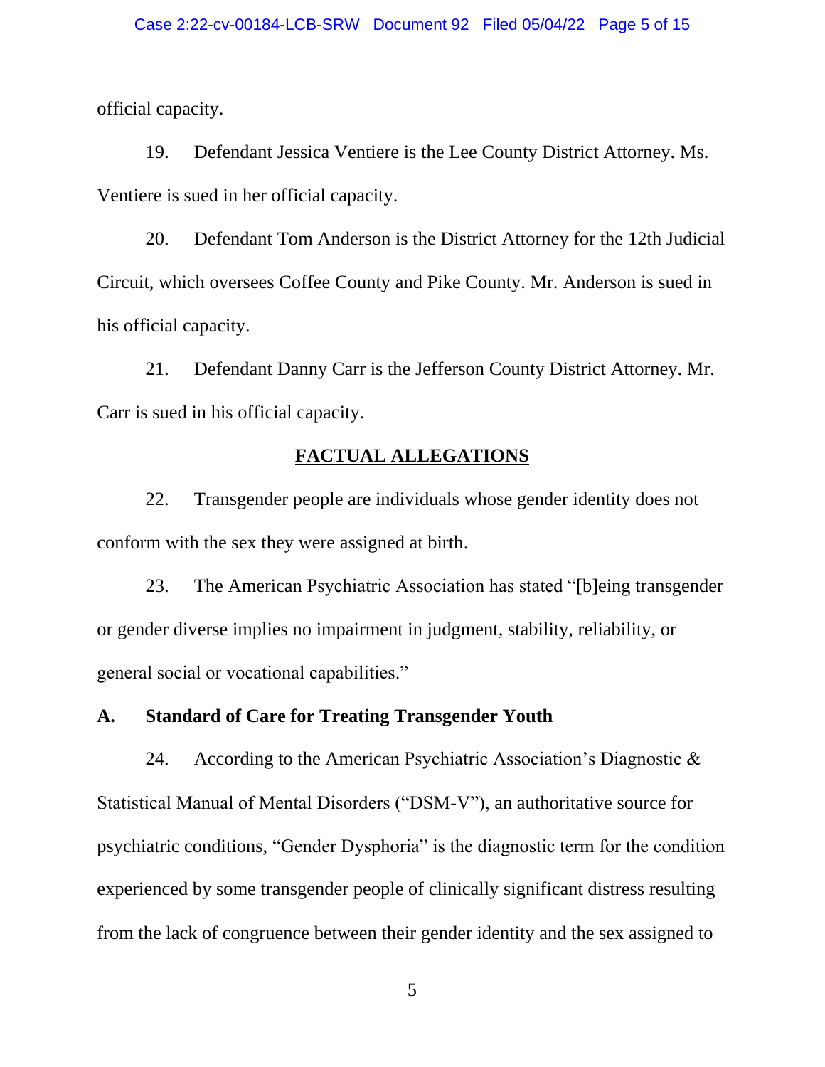official capacity.

19. Defendant Jessica Ventiere is the Lee County District Attorney. Ms. Ventiere is sued in her official capacity.

20. Defendant Tom Anderson is the District Attorney for the 12th Judicial Circuit, which oversees Coffee County and Pike County. Mr. Anderson is sued in his official capacity.

21. Defendant Danny Carr is the Jefferson County District Attorney. Mr. Carr is sued in his official capacity.

## FACTUAL ALLEGATIONS

22. Transgender people are individuals whose gender identity does not conform with the sex they were assigned at birth.

23. The American Psychiatric Association has stated "[b]eing transgender or gender diverse implies no impairment in judgment, stability, reliability, or general social or vocational capabilities."

### A. Standard of Care for Treating Transgender Youth

24. According to the American Psychiatric Association's Diagnostic & Statistical Manual of Mental Disorders ("DSM-V"), an authoritative source for psychiatric conditions, "Gender Dysphoria" is the diagnostic term for the condition experienced by some transgender people of clinically significant distress resulting from the lack of congruence between their gender identity and the sex assigned to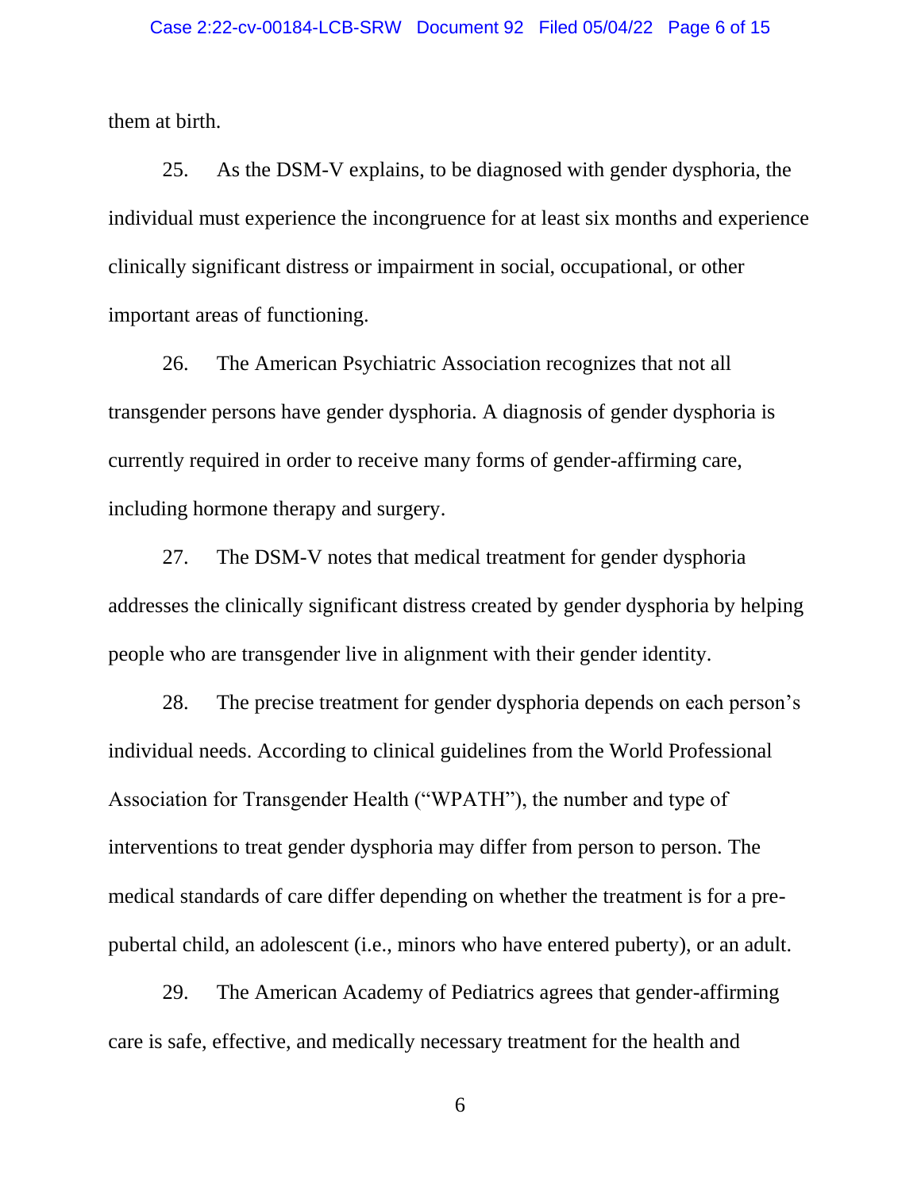them at birth.

25. As the DSM-V explains, to be diagnosed with gender dysphoria, the individual must experience the incongruence for at least six months and experience clinically significant distress or impairment in social, occupational, or other important areas of functioning.

26. The American Psychiatric Association recognizes that not all transgender persons have gender dysphoria. A diagnosis of gender dysphoria is currently required in order to receive many forms of gender-affirming care, including hormone therapy and surgery.

27. The DSM-V notes that medical treatment for gender dysphoria addresses the clinically significant distress created by gender dysphoria by helping people who are transgender live in alignment with their gender identity.

28. The precise treatment for gender dysphoria depends on each person's individual needs. According to clinical guidelines from the World Professional Association for Transgender Health ("WPATH"), the number and type of interventions to treat gender dysphoria may differ from person to person. The medical standards of care differ depending on whether the treatment is for a pre-pubertal child, an adolescent (i.e., minors who have entered puberty), or an adult.

29. The American Academy of Pediatrics agrees that gender-affirming care is safe, effective, and medically necessary treatment for the health and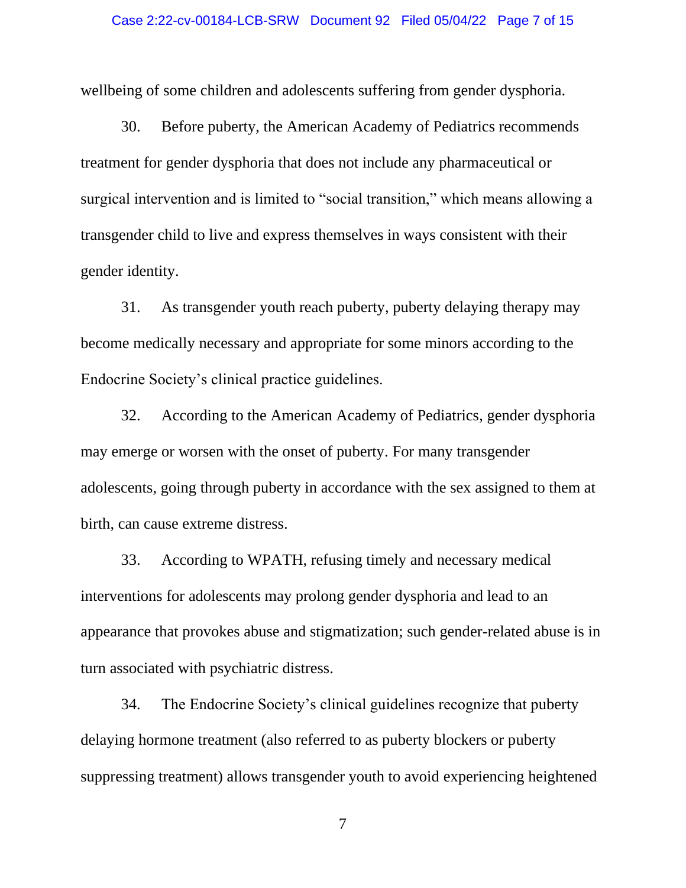wellbeing of some children and adolescents suffering from gender dysphoria.

30. Before puberty, the American Academy of Pediatrics recommends treatment for gender dysphoria that does not include any pharmaceutical or surgical intervention and is limited to "social transition," which means allowing a transgender child to live and express themselves in ways consistent with their gender identity.

31. As transgender youth reach puberty, puberty delaying therapy may become medically necessary and appropriate for some minors according to the Endocrine Society's clinical practice guidelines.

32. According to the American Academy of Pediatrics, gender dysphoria may emerge or worsen with the onset of puberty. For many transgender adolescents, going through puberty in accordance with the sex assigned to them at birth, can cause extreme distress.

33. According to WPATH, refusing timely and necessary medical interventions for adolescents may prolong gender dysphoria and lead to an appearance that provokes abuse and stigmatization; such gender-related abuse is in turn associated with psychiatric distress.

34. The Endocrine Society's clinical guidelines recognize that puberty delaying hormone treatment (also referred to as puberty blockers or puberty suppressing treatment) allows transgender youth to avoid experiencing heightened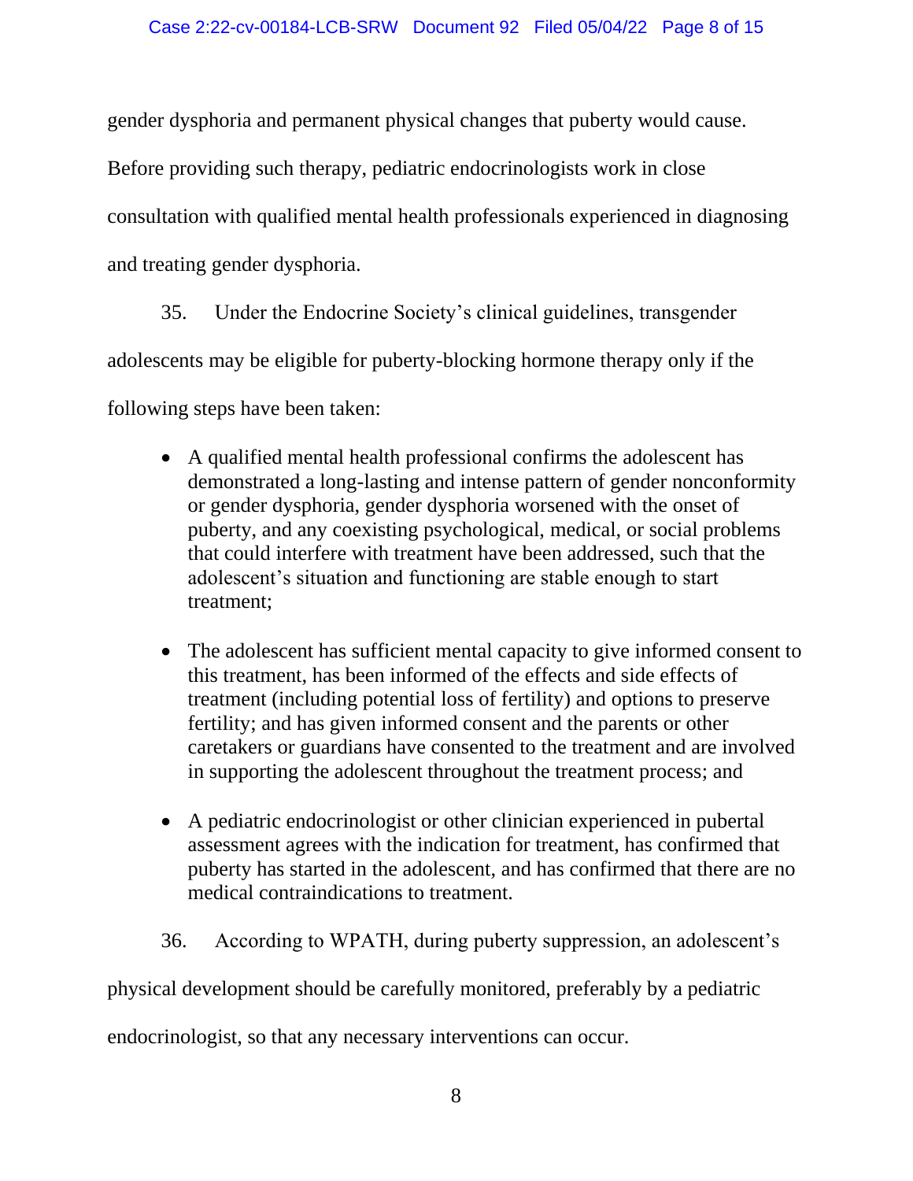gender dysphoria and permanent physical changes that puberty would cause. Before providing such therapy, pediatric endocrinologists work in close consultation with qualified mental health professionals experienced in diagnosing and treating gender dysphoria.

35. Under the Endocrine Society's clinical guidelines, transgender adolescents may be eligible for puberty-blocking hormone therapy only if the following steps have been taken:

- A qualified mental health professional confirms the adolescent has demonstrated a long-lasting and intense pattern of gender nonconformity or gender dysphoria, gender dysphoria worsened with the onset of puberty, and any coexisting psychological, medical, or social problems that could interfere with treatment have been addressed, such that the adolescent's situation and functioning are stable enough to start treatment;

- The adolescent has sufficient mental capacity to give informed consent to this treatment, has been informed of the effects and side effects of treatment (including potential loss of fertility) and options to preserve fertility; and has given informed consent and the parents or other caretakers or guardians have consented to the treatment and are involved in supporting the adolescent throughout the treatment process; and

- A pediatric endocrinologist or other clinician experienced in pubertal assessment agrees with the indication for treatment, has confirmed that puberty has started in the adolescent, and has confirmed that there are no medical contraindications to treatment.

36. According to WPATH, during puberty suppression, an adolescent's physical development should be carefully monitored, preferably by a pediatric endocrinologist, so that any necessary interventions can occur.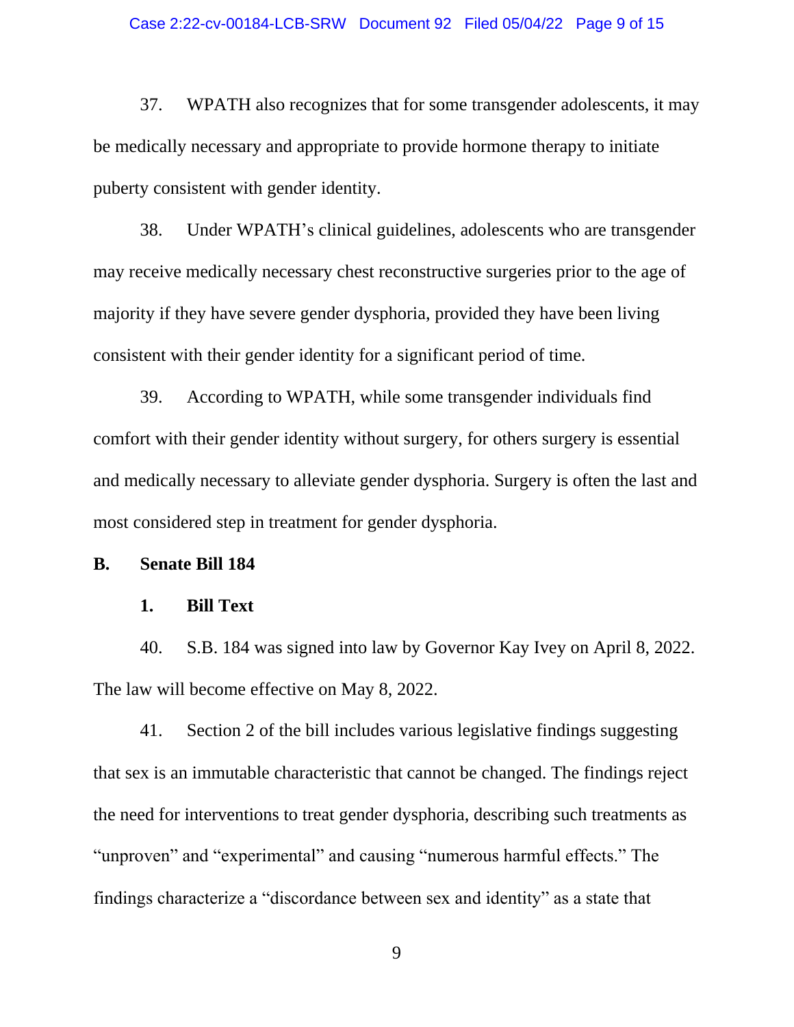37. WPATH also recognizes that for some transgender adolescents, it may be medically necessary and appropriate to provide hormone therapy to initiate puberty consistent with gender identity.

38. Under WPATH's clinical guidelines, adolescents who are transgender may receive medically necessary chest reconstructive surgeries prior to the age of majority if they have severe gender dysphoria, provided they have been living consistent with their gender identity for a significant period of time.

39. According to WPATH, while some transgender individuals find comfort with their gender identity without surgery, for others surgery is essential and medically necessary to alleviate gender dysphoria. Surgery is often the last and most considered step in treatment for gender dysphoria.

## B. Senate Bill 184

### 1. Bill Text

40. S.B. 184 was signed into law by Governor Kay Ivey on April 8, 2022. The law will become effective on May 8, 2022.

41. Section 2 of the bill includes various legislative findings suggesting that sex is an immutable characteristic that cannot be changed. The findings reject the need for interventions to treat gender dysphoria, describing such treatments as "unproven" and "experimental" and causing "numerous harmful effects." The findings characterize a "discordance between sex and identity" as a state that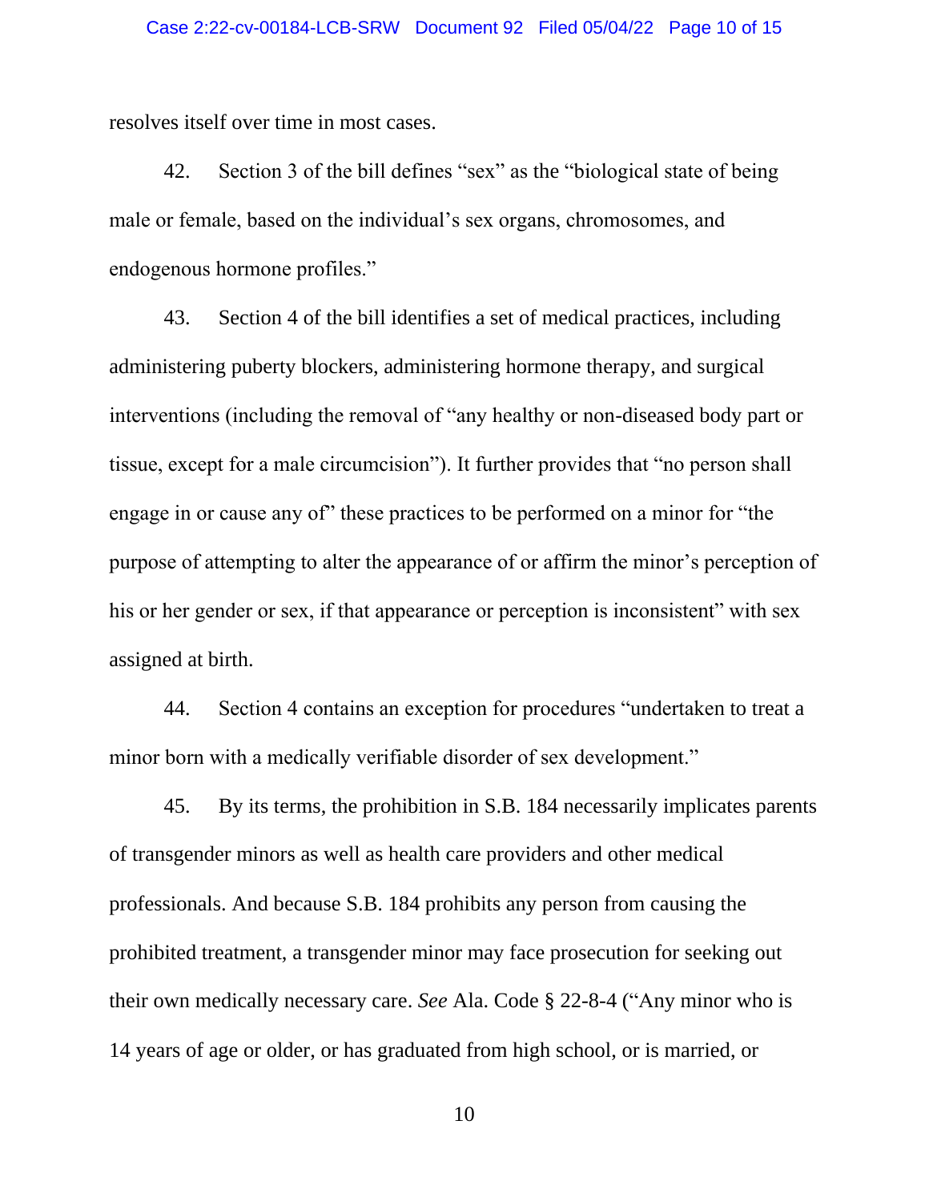resolves itself over time in most cases.

42. Section 3 of the bill defines "sex" as the "biological state of being male or female, based on the individual's sex organs, chromosomes, and endogenous hormone profiles."

43. Section 4 of the bill identifies a set of medical practices, including administering puberty blockers, administering hormone therapy, and surgical interventions (including the removal of "any healthy or non-diseased body part or tissue, except for a male circumcision"). It further provides that "no person shall engage in or cause any of" these practices to be performed on a minor for "the purpose of attempting to alter the appearance of or affirm the minor's perception of his or her gender or sex, if that appearance or perception is inconsistent" with sex assigned at birth.

44. Section 4 contains an exception for procedures "undertaken to treat a minor born with a medically verifiable disorder of sex development."

45. By its terms, the prohibition in S.B. 184 necessarily implicates parents of transgender minors as well as health care providers and other medical professionals. And because S.B. 184 prohibits any person from causing the prohibited treatment, a transgender minor may face prosecution for seeking out their own medically necessary care. *See* Ala. Code § 22-8-4 ("Any minor who is 14 years of age or older, or has graduated from high school, or is married, or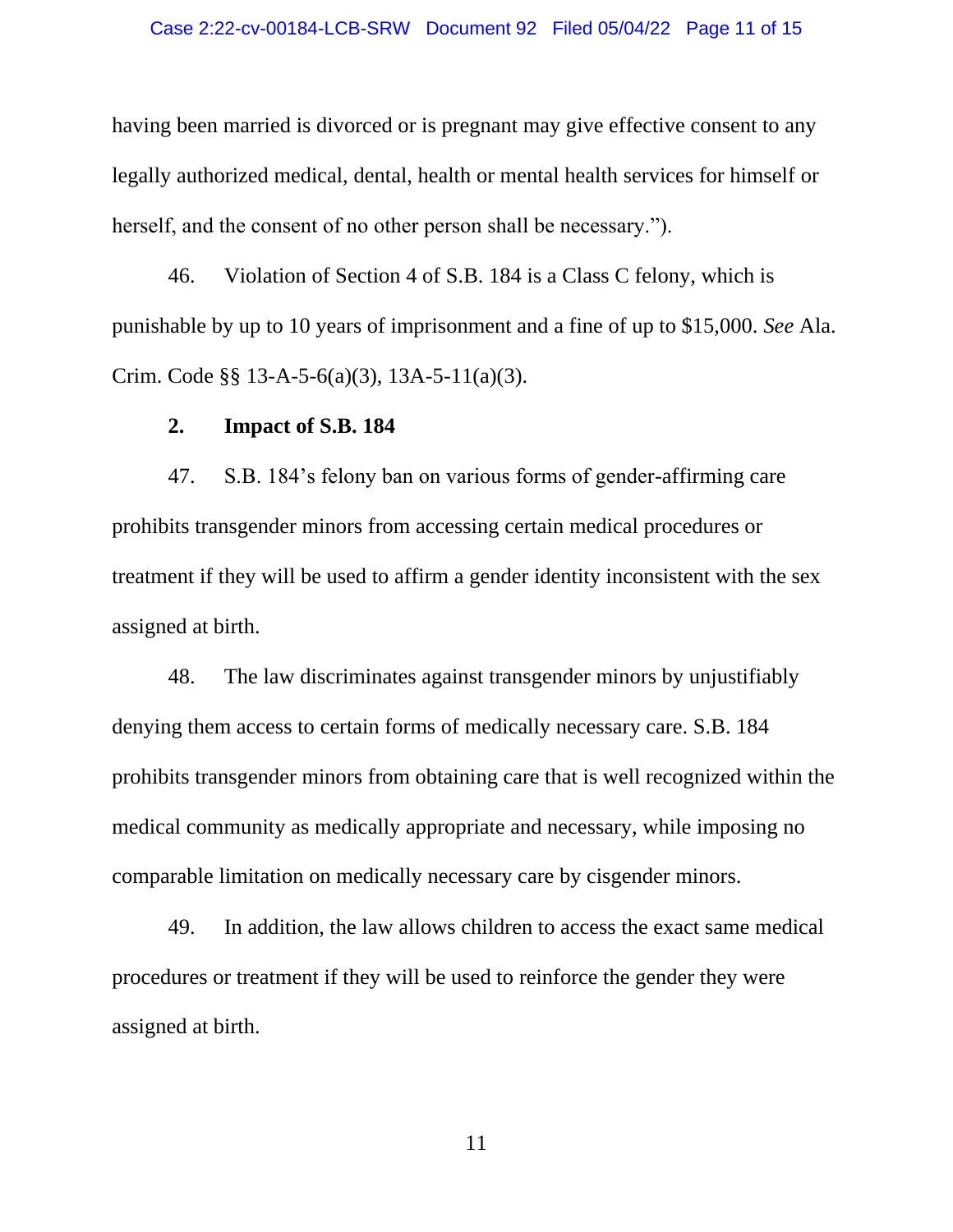having been married is divorced or is pregnant may give effective consent to any legally authorized medical, dental, health or mental health services for himself or herself, and the consent of no other person shall be necessary.").

46. Violation of Section 4 of S.B. 184 is a Class C felony, which is punishable by up to 10 years of imprisonment and a fine of up to $15,000. *See* Ala. Crim. Code §§ 13-A-5-6(a)(3), 13A-5-11(a)(3).

**2. Impact of S.B. 184**

47. S.B. 184's felony ban on various forms of gender-affirming care prohibits transgender minors from accessing certain medical procedures or treatment if they will be used to affirm a gender identity inconsistent with the sex assigned at birth.

48. The law discriminates against transgender minors by unjustifiably denying them access to certain forms of medically necessary care. S.B. 184 prohibits transgender minors from obtaining care that is well recognized within the medical community as medically appropriate and necessary, while imposing no comparable limitation on medically necessary care by cisgender minors.

49. In addition, the law allows children to access the exact same medical procedures or treatment if they will be used to reinforce the gender they were assigned at birth.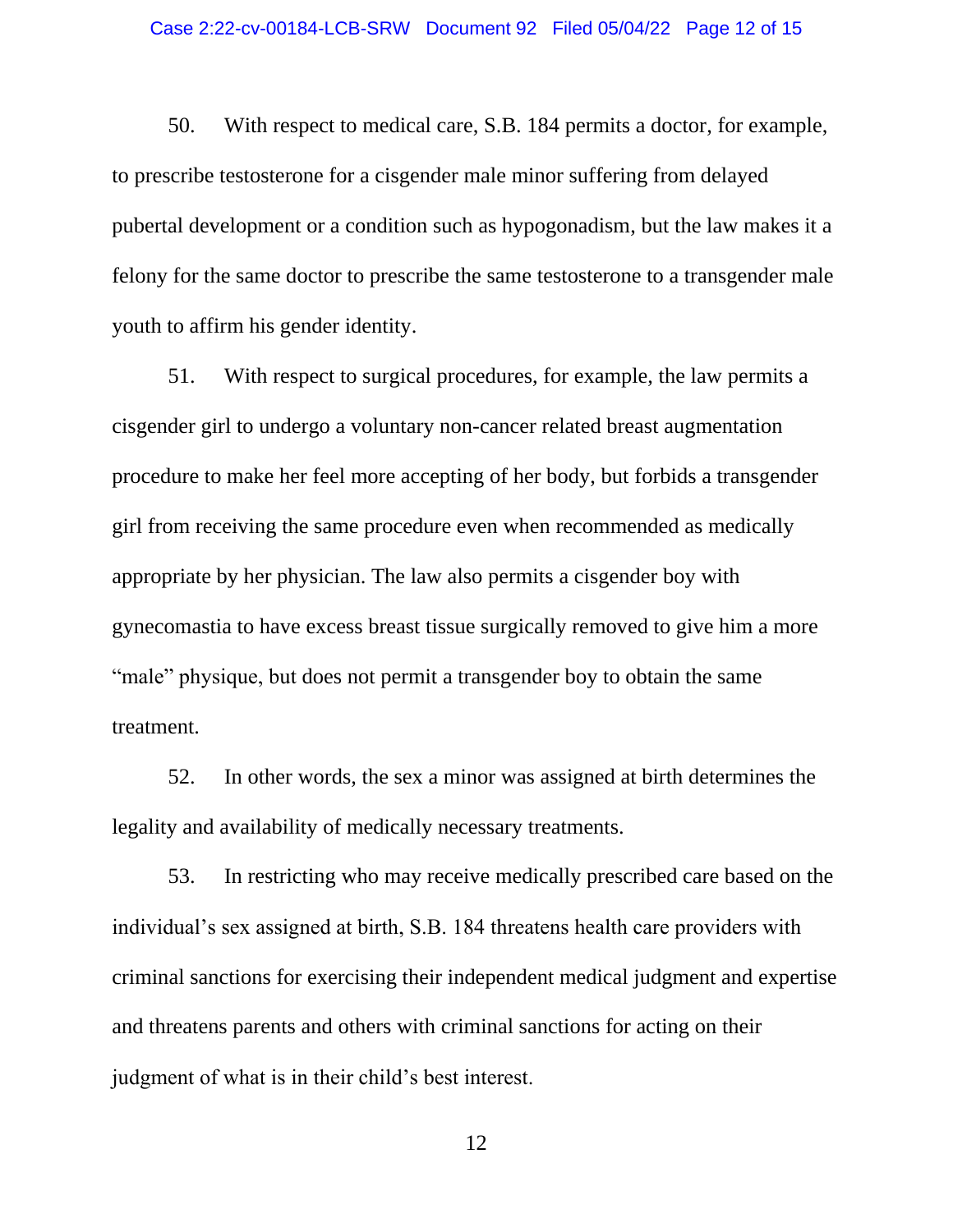50. With respect to medical care, S.B. 184 permits a doctor, for example, to prescribe testosterone for a cisgender male minor suffering from delayed pubertal development or a condition such as hypogonadism, but the law makes it a felony for the same doctor to prescribe the same testosterone to a transgender male youth to affirm his gender identity.

51. With respect to surgical procedures, for example, the law permits a cisgender girl to undergo a voluntary non-cancer related breast augmentation procedure to make her feel more accepting of her body, but forbids a transgender girl from receiving the same procedure even when recommended as medically appropriate by her physician. The law also permits a cisgender boy with gynecomastia to have excess breast tissue surgically removed to give him a more "male" physique, but does not permit a transgender boy to obtain the same treatment.

52. In other words, the sex a minor was assigned at birth determines the legality and availability of medically necessary treatments.

53. In restricting who may receive medically prescribed care based on the individual's sex assigned at birth, S.B. 184 threatens health care providers with criminal sanctions for exercising their independent medical judgment and expertise and threatens parents and others with criminal sanctions for acting on their judgment of what is in their child's best interest.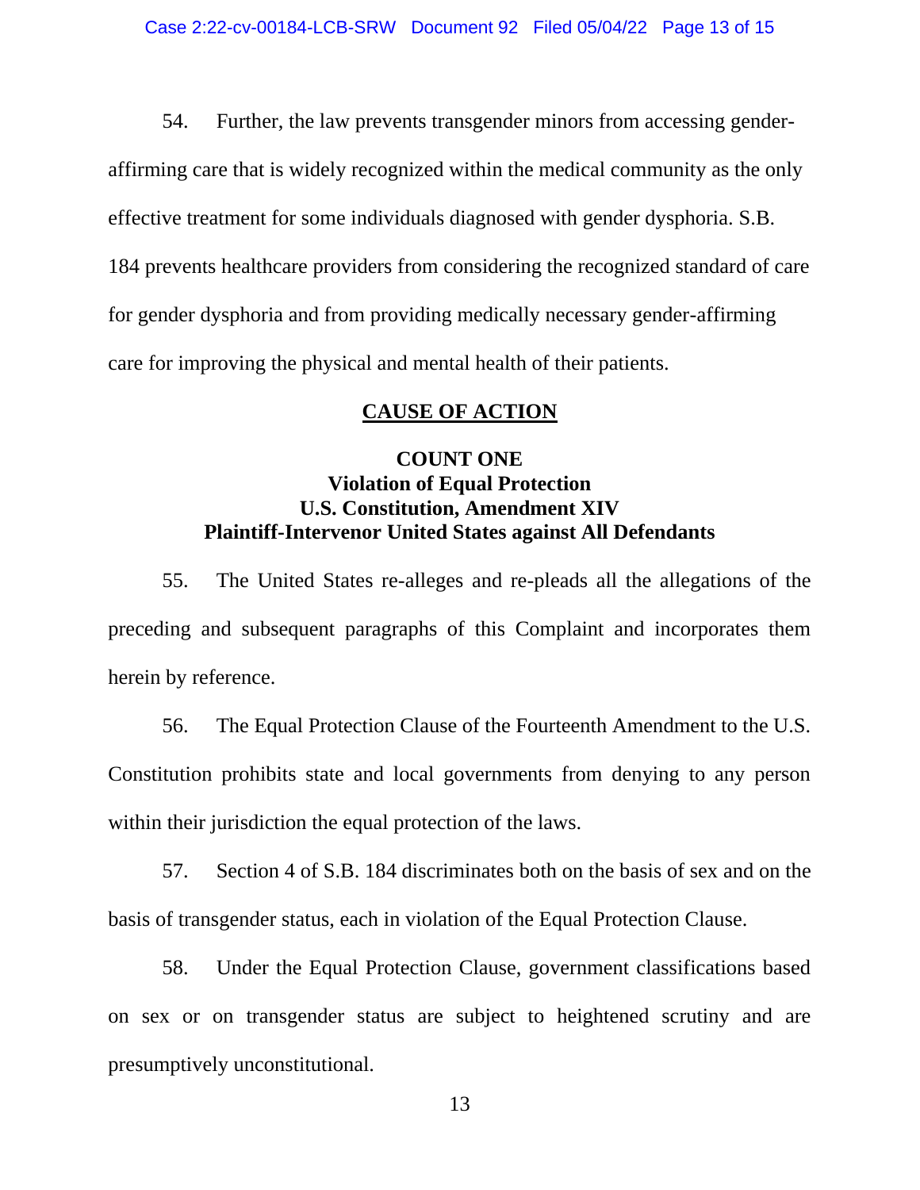54. Further, the law prevents transgender minors from accessing gender-affirming care that is widely recognized within the medical community as the only effective treatment for some individuals diagnosed with gender dysphoria. S.B. 184 prevents healthcare providers from considering the recognized standard of care for gender dysphoria and from providing medically necessary gender-affirming care for improving the physical and mental health of their patients.

## CAUSE OF ACTION

### COUNT ONE
### Violation of Equal Protection
### U.S. Constitution, Amendment XIV
### Plaintiff-Intervenor United States against All Defendants

55. The United States re-alleges and re-pleads all the allegations of the preceding and subsequent paragraphs of this Complaint and incorporates them herein by reference.

56. The Equal Protection Clause of the Fourteenth Amendment to the U.S. Constitution prohibits state and local governments from denying to any person within their jurisdiction the equal protection of the laws.

57. Section 4 of S.B. 184 discriminates both on the basis of sex and on the basis of transgender status, each in violation of the Equal Protection Clause.

58. Under the Equal Protection Clause, government classifications based on sex or on transgender status are subject to heightened scrutiny and are presumptively unconstitutional.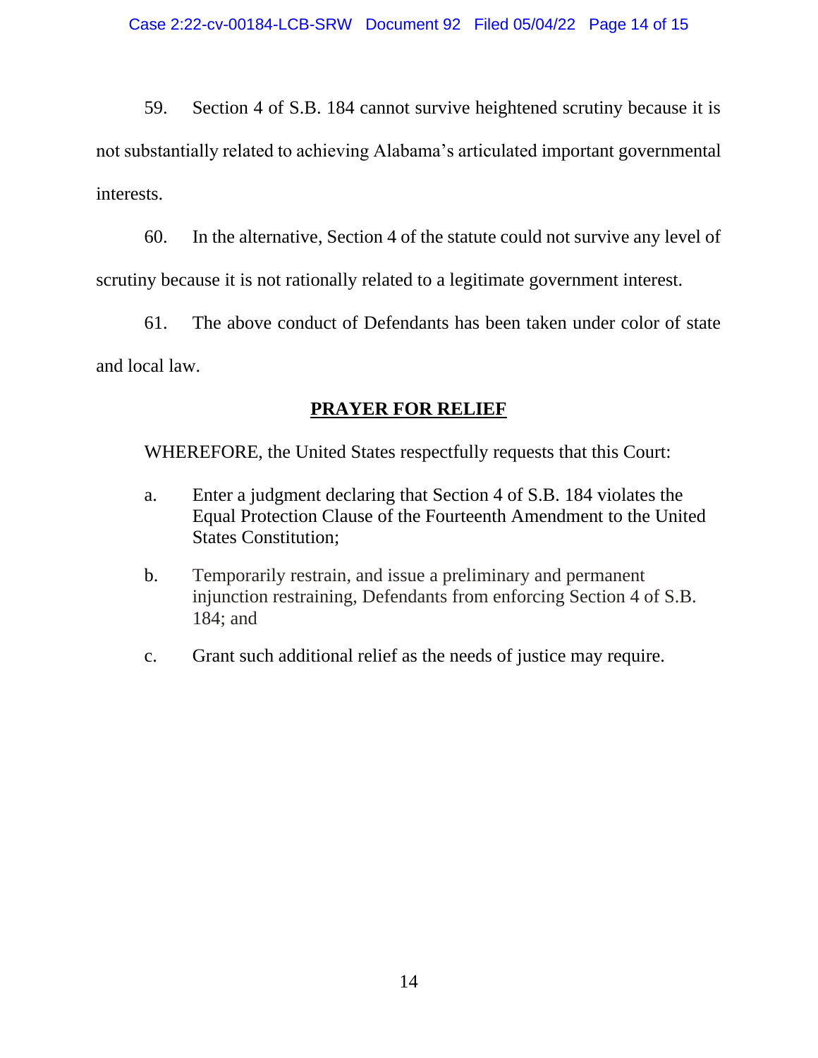59. Section 4 of S.B. 184 cannot survive heightened scrutiny because it is not substantially related to achieving Alabama's articulated important governmental interests.

60. In the alternative, Section 4 of the statute could not survive any level of scrutiny because it is not rationally related to a legitimate government interest.

61. The above conduct of Defendants has been taken under color of state and local law.

## PRAYER FOR RELIEF

WHEREFORE, the United States respectfully requests that this Court:

a. Enter a judgment declaring that Section 4 of S.B. 184 violates the Equal Protection Clause of the Fourteenth Amendment to the United States Constitution;

b. Temporarily restrain, and issue a preliminary and permanent injunction restraining, Defendants from enforcing Section 4 of S.B. 184; and

c. Grant such additional relief as the needs of justice may require.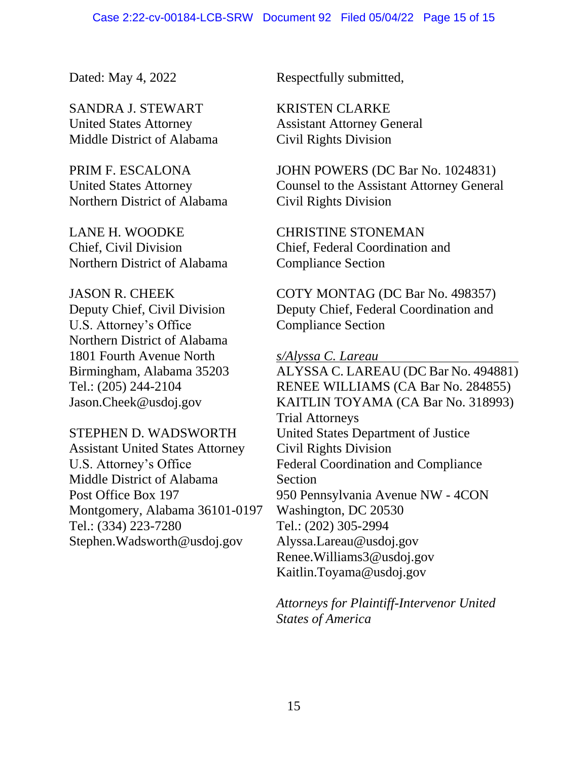Dated: May 4, 2022

Respectfully submitted,

SANDRA J. STEWART
United States Attorney
Middle District of Alabama

PRIM F. ESCALONA
United States Attorney
Northern District of Alabama

LANE H. WOODKE
Chief, Civil Division
Northern District of Alabama

JASON R. CHEEK
Deputy Chief, Civil Division
U.S. Attorney's Office
Northern District of Alabama
1801 Fourth Avenue North
Birmingham, Alabama 35203
Tel.: (205) 244-2104
Jason.Cheek@usdoj.gov

STEPHEN D. WADSWORTH
Assistant United States Attorney
U.S. Attorney's Office
Middle District of Alabama
Post Office Box 197
Montgomery, Alabama 36101-0197
Tel.: (334) 223-7280
Stephen.Wadsworth@usdoj.gov

KRISTEN CLARKE
Assistant Attorney General
Civil Rights Division

JOHN POWERS (DC Bar No. 1024831)
Counsel to the Assistant Attorney General
Civil Rights Division

CHRISTINE STONEMAN
Chief, Federal Coordination and
Compliance Section

COTY MONTAG (DC Bar No. 498357)
Deputy Chief, Federal Coordination and
Compliance Section

*s/Alyssa C. Lareau*
ALYSSA C. LAREAU (DC Bar No. 494881)
RENEE WILLIAMS (CA Bar No. 284855)
KAITLIN TOYAMA (CA Bar No. 318993)
Trial Attorneys
United States Department of Justice
Civil Rights Division
Federal Coordination and Compliance
Section
950 Pennsylvania Avenue NW - 4CON
Washington, DC 20530
Tel.: (202) 305-2994
Alyssa.Lareau@usdoj.gov
Renee.Williams3@usdoj.gov
Kaitlin.Toyama@usdoj.gov

*Attorneys for Plaintiff-Intervenor United States of America*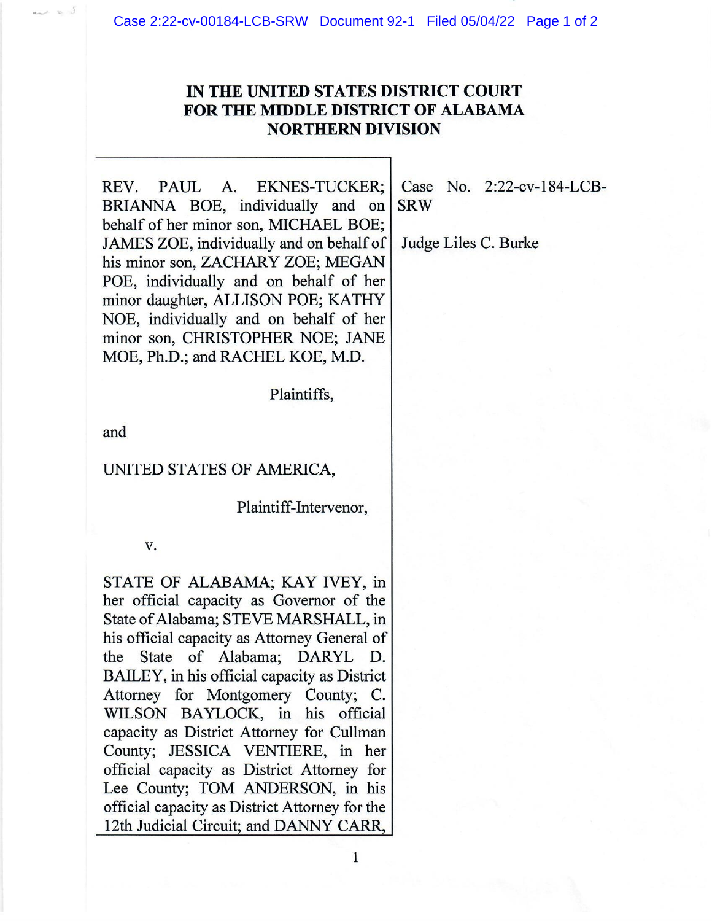# IN THE UNITED STATES DISTRICT COURT FOR THE MIDDLE DISTRICT OF ALABAMA NORTHERN DIVISION

| | |
|---|---|
| REV. PAUL A. EKNES-TUCKER; BRIANNA BOE, individually and on behalf of her minor son, MICHAEL BOE; JAMES ZOE, individually and on behalf of his minor son, ZACHARY ZOE; MEGAN POE, individually and on behalf of her minor daughter, ALLISON POE; KATHY NOE, individually and on behalf of her minor son, CHRISTOPHER NOE; JANE MOE, Ph.D.; and RACHEL KOE, M.D.<br><br>Plaintiffs,<br><br>and<br><br>UNITED STATES OF AMERICA,<br><br>Plaintiff-Intervenor,<br><br>v.<br><br>STATE OF ALABAMA; KAY IVEY, in her official capacity as Governor of the State of Alabama; STEVE MARSHALL, in his official capacity as Attorney General of the State of Alabama; DARYL D. BAILEY, in his official capacity as District Attorney for Montgomery County; C. WILSON BAYLOCK, in his official capacity as District Attorney for Cullman County; JESSICA VENTIERE, in her official capacity as District Attorney for Lee County; TOM ANDERSON, in his official capacity as District Attorney for the 12th Judicial Circuit; and DANNY CARR, | Case No. 2:22-cv-184-LCB-SRW<br><br>Judge Liles C. Burke |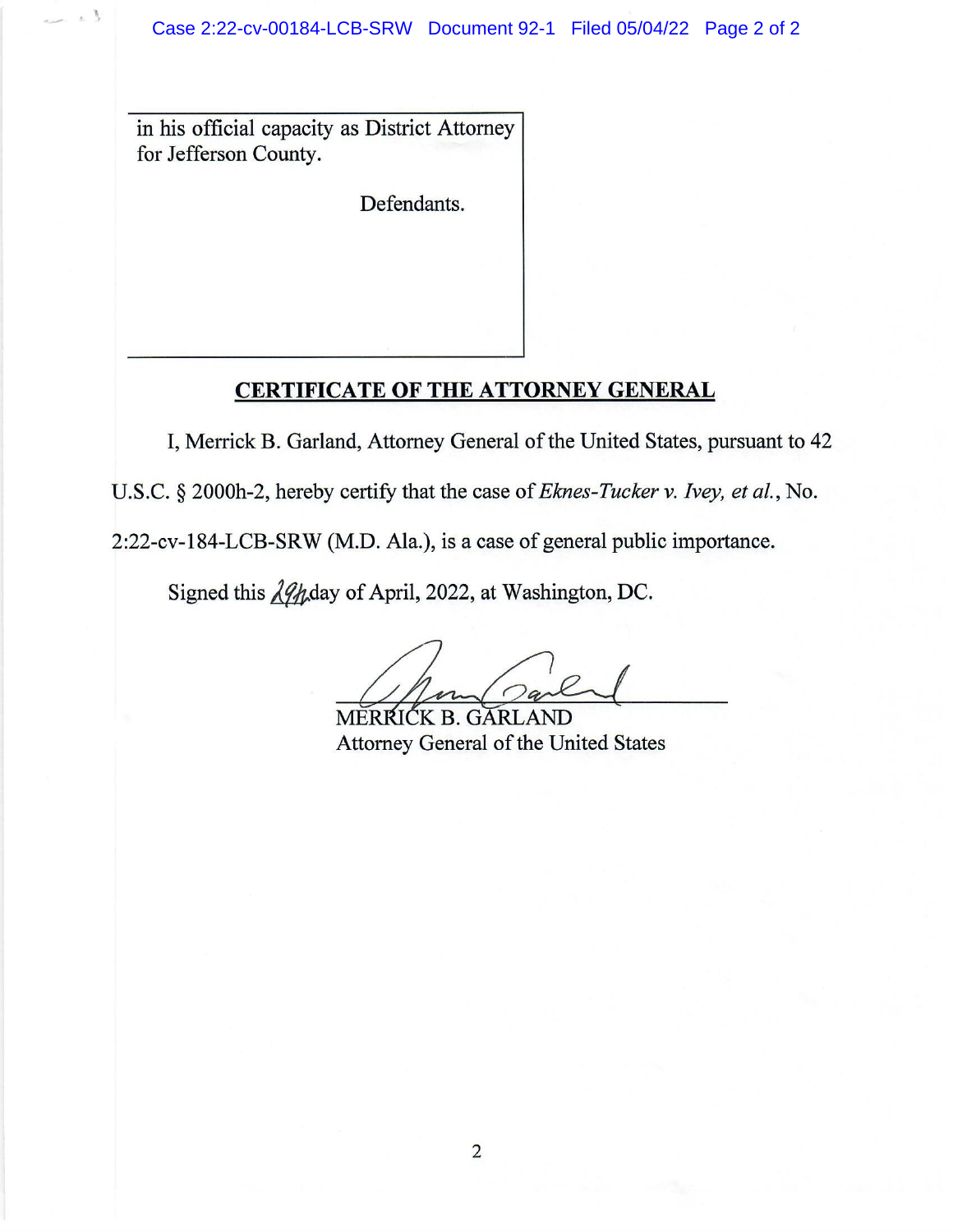in his official capacity as District Attorney for Jefferson County.

Defendants.

**CERTIFICATE OF THE ATTORNEY GENERAL**

I, Merrick B. Garland, Attorney General of the United States, pursuant to 42 U.S.C. § 2000h-2, hereby certify that the case of *Eknes-Tucker v. Ivey, et al.*, No. 2:22-cv-184-LCB-SRW (M.D. Ala.), is a case of general public importance.

Signed this 29th day of April, 2022, at Washington, DC.

MERRICK B. GARLAND
Attorney General of the United States